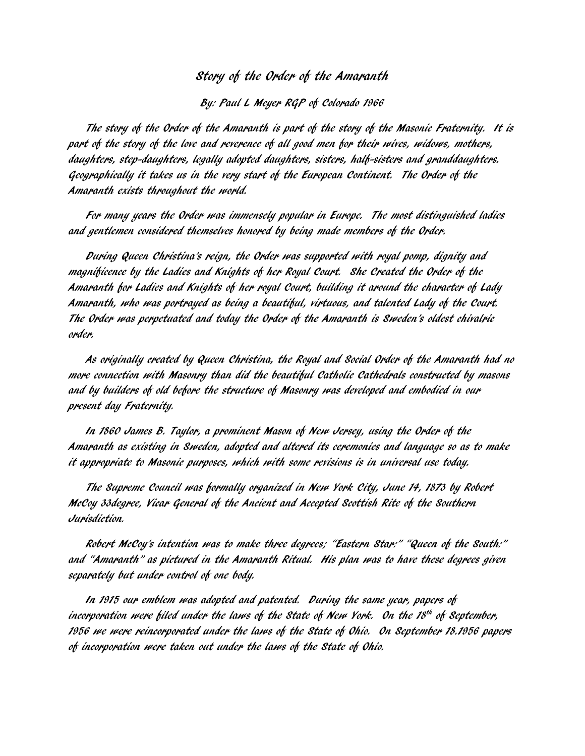# Story of the Order of the Amaranth

*By: Paul L Meyer RGP of Colorado 1966*

The story of the Order of the Amaranth is part of the story of the Masonic Fraternity. It is part of the story of the love and reverence of all good men for their wives, widows, mothers, daughters, step-daughters, legally adopted daughters, sisters, half-sisters and granddaughters. Geographically it takes us in the very start of the European Continent. The Order of the Amaranth exists throughout the world.

For many years the Order was immensely popular in Europe. The most distinguished ladies and gentlemen considered themselves honored by being made members of the Order.

During Queen Christina's reign, the Order was supported with royal pomp, dignity and magnificence by the Ladies and Knights of her Royal Court. She Created the Order of the Amaranth for Ladies and Knights of her royal Court, building it around the character of Lady Amaranth, who was portrayed as being a beautiful, virtuous, and talented Lady of the Court. The Order was perpetuated and today the Order of the Amaranth is Sweden's oldest chivalric order.

As originally created by Queen Christina, the Royal and Social Order of the Amaranth had no more connection with Masonry than did the beautiful Catholic Cathedrals constructed by masons and by builders of old before the structure of Masonry was developed and embodied in our present day Fraternity.

In 1860 James B. Taylor, a prominent Mason of New Jersey, using the Order of the Amaranth as existing in Sweden, adopted and altered its ceremonies and language so as to make it appropriate to Masonic purposes, which with some revisions is in universal use today.

The Supreme Council was formally organized in New York City, June 14, 1873 by Robert McCoy 33degree, Vicar General of the Ancient and Accepted Scottish Rite of the Southern Jurisdiction.

Robert McCoy's intention was to make three degrees; "Eastern Star;" "Queen of the South;" and "Amaranth" as pictured in the Amaranth Ritual. His plan was to have these degrees given separately but under control of one body.

In 1915 our emblem was adopted and patented. During the same year, papers of incorporation were filed under the laws of the State of New York. On the 18th of September, 1956 we were reincorporated under the laws of the State of Ohio. On September 18.1956 papers of incorporation were taken out under the laws of the State of Ohio.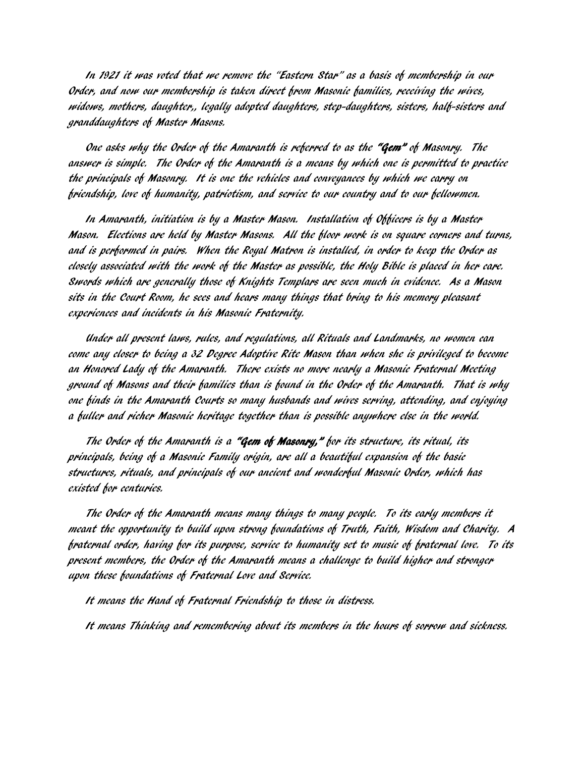*In 1921 it was voted that we remove the "Eastern Star" as a basis of membership in our Order, and now our membership is taken direct from Masonic families, receiving the wives, widows, mothers, daughter,, legally adopted daughters, step-daughters, sisters, half-sisters and granddaughters of Master Masons.*

*One asks why the Order of the Amaranth is referred to as the **"Gem"** of Masonry. The answer is simple. The Order of the Amaranth is a means by which one is permitted to practice the principals of Masonry. It is one the vehicles and conveyances by which we carry on friendship, love of humanity, patriotism, and service to our country and to our fellowmen.*

*In Amaranth, initiation is by a Master Mason. Installation of Officers is by a Master Mason. Elections are held by Master Masons. All the floor work is on square corners and turns, and is performed in pairs. When the Royal Matron is installed, in order to keep the Order as closely associated with the work of the Master as possible, the Holy Bible is placed in her care. Swords which are generally those of Knights Templars are seen much in evidence. As a Mason sits in the Court Room, he sees and hears many things that bring to his memory pleasant experiences and incidents in his Masonic Fraternity.*

*Under all present laws, rules, and regulations, all Rituals and Landmarks, no women can come any closer to being a 32 Degree Adoptive Rite Mason than when she is privileged to become an Honored Lady of the Amaranth. There exists no more nearly a Masonic Fraternal Meeting ground of Masons and their families than is found in the Order of the Amaranth. That is why one finds in the Amaranth Courts so many husbands and wives serving, attending, and enjoying a fuller and richer Masonic heritage together than is possible anywhere else in the world.*

*The Order of the Amaranth is a **"Gem of Masonry,"** for its structure, its ritual, its principals, being of a Masonic Family origin, are all a beautiful expansion of the basic structures, rituals, and principals of our ancient and wonderful Masonic Order, which has existed for centuries.*

*The Order of the Amaranth means many things to many people. To its early members it meant the opportunity to build upon strong foundations of Truth, Faith, Wisdom and Charity. A fraternal order, having for its purpose, service to humanity set to music of fraternal love. To its present members, the Order of the Amaranth means a challenge to build higher and stronger upon these foundations of Fraternal Love and Service.*

*It means the Hand of Fraternal Friendship to those in distress.*

*It means Thinking and remembering about its members in the hours of sorrow and sickness.*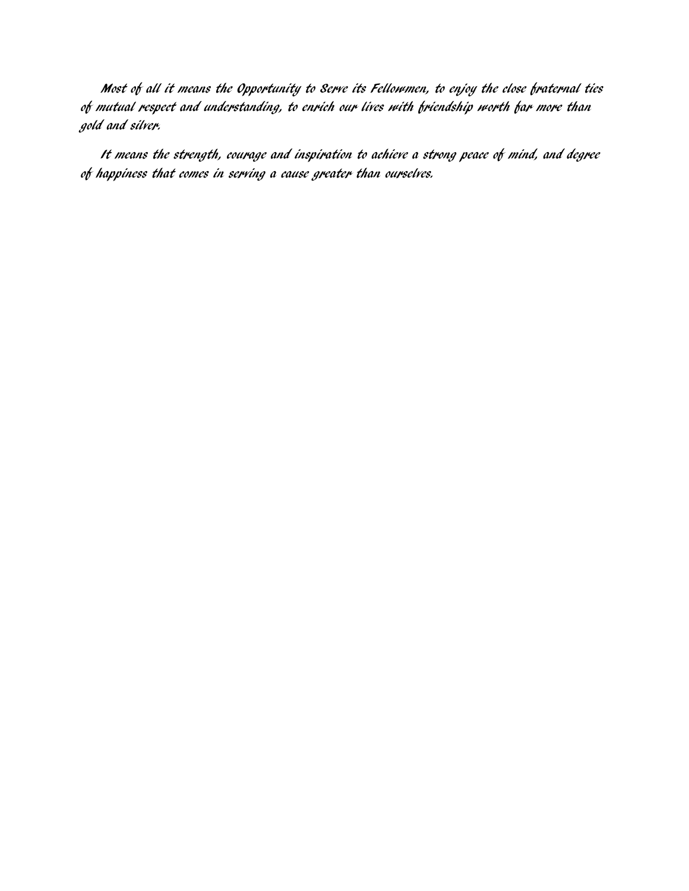*Most of all it means the Opportunity to Serve its Fellowmen, to enjoy the close fraternal ties of mutual respect and understanding, to enrich our lives with friendship worth far more than gold and silver.*

*It means the strength, courage and inspiration to achieve a strong peace of mind, and degree of happiness that comes in serving a cause greater than ourselves.*